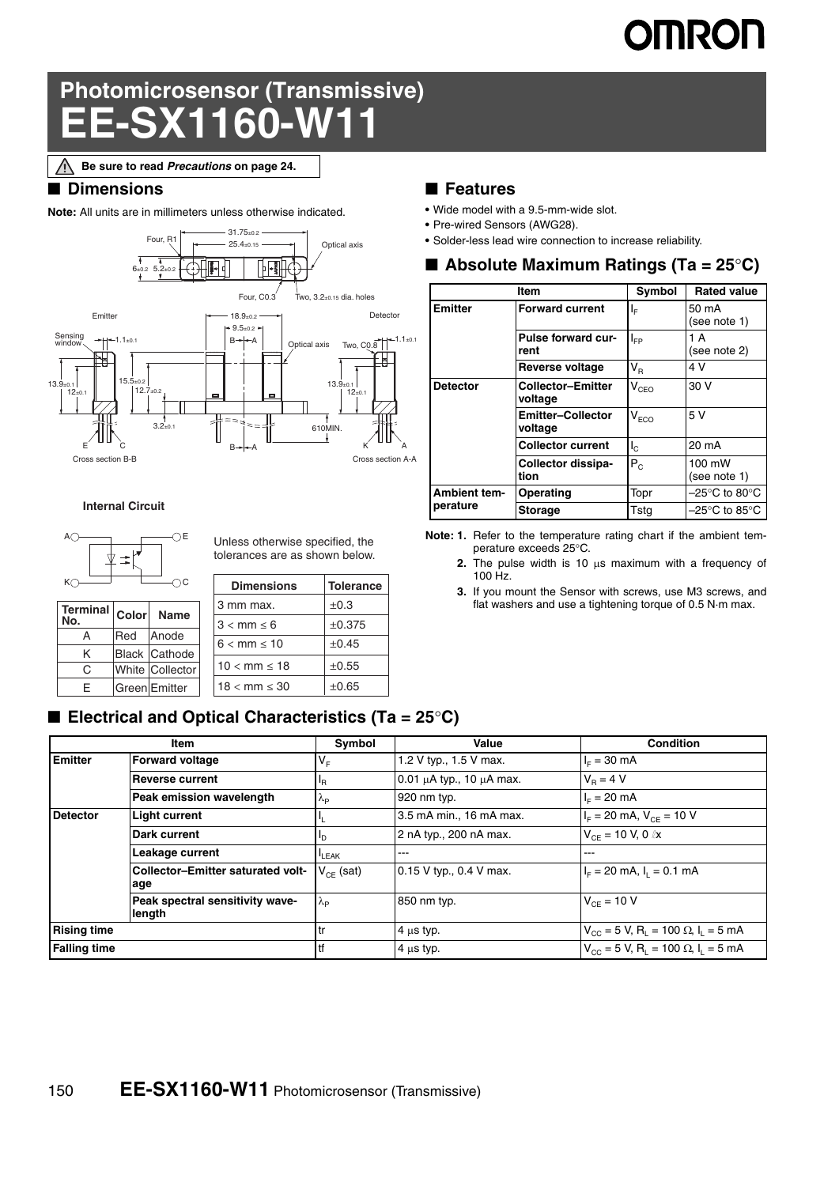# Photomicrosensor (Transmissive)
# EE-SX1160-W11

**Be sure to read *Precautions* on page 24.**

## ■ Dimensions

**Note:** All units are in millimeters unless otherwise indicated.

**Internal Circuit**

| Terminal No. | Color | Name |
|---|---|---|
| A | Red | Anode |
| K | Black | Cathode |
| C | White | Collector |
| E | Green | Emitter |

Unless otherwise specified, the tolerances are as shown below.

| Dimensions | Tolerance |
|---|---|
| 3 mm max. | ±0.3 |
| 3 < mm ≤ 6 | ±0.375 |
| 6 < mm ≤ 10 | ±0.45 |
| 10 < mm ≤ 18 | ±0.55 |
| 18 < mm ≤ 30 | ±0.65 |

## ■ Features

- Wide model with a 9.5-mm-wide slot.
- Pre-wired Sensors (AWG28).
- Solder-less lead wire connection to increase reliability.

## ■ Absolute Maximum Ratings (Ta = 25°C)

| Item | | Symbol | Rated value |
|---|---|---|---|
| Emitter | Forward current | $I_F$ | 50 mA (see note 1) |
| | Pulse forward current | $I_{FP}$ | 1 A (see note 2) |
| | Reverse voltage | $V_R$ | 4 V |
| Detector | Collector–Emitter voltage | $V_{CEO}$ | 30 V |
| | Emitter–Collector voltage | $V_{ECO}$ | 5 V |
| | Collector current | $I_C$ | 20 mA |
| | Collector dissipation | $P_C$ | 100 mW (see note 1) |
| Ambient temperature | Operating | Topr | –25°C to 80°C |
| | Storage | Tstg | –25°C to 85°C |

**Note: 1.** Refer to the temperature rating chart if the ambient temperature exceeds 25°C.

**2.** The pulse width is 10 μs maximum with a frequency of 100 Hz.

**3.** If you mount the Sensor with screws, use M3 screws, and flat washers and use a tightening torque of 0.5 N·m max.

## ■ Electrical and Optical Characteristics (Ta = 25°C)

| Item | | Symbol | Value | Condition |
|---|---|---|---|---|
| Emitter | Forward voltage | $V_F$ | 1.2 V typ., 1.5 V max. | $I_F$ = 30 mA |
| | Reverse current | $I_R$ | 0.01 μA typ., 10 μA max. | $V_R$ = 4 V |
| | Peak emission wavelength | $\lambda_P$ | 920 nm typ. | $I_F$ = 20 mA |
| Detector | Light current | $I_L$ | 3.5 mA min., 16 mA max. | $I_F$ = 20 mA, $V_{CE}$ = 10 V |
| | Dark current | $I_D$ | 2 nA typ., 200 nA max. | $V_{CE}$ = 10 V, 0 ℓx |
| | Leakage current | $I_{LEAK}$ | --- | --- |
| | Collector–Emitter saturated voltage | $V_{CE}$ (sat) | 0.15 V typ., 0.4 V max. | $I_F$ = 20 mA, $I_L$ = 0.1 mA |
| | Peak spectral sensitivity wavelength | $\lambda_P$ | 850 nm typ. | $V_{CE}$ = 10 V |
| Rising time | | tr | 4 μs typ. | $V_{CC}$ = 5 V, $R_L$ = 100 Ω, $I_L$ = 5 mA |
| Falling time | | tf | 4 μs typ. | $V_{CC}$ = 5 V, $R_L$ = 100 Ω, $I_L$ = 5 mA |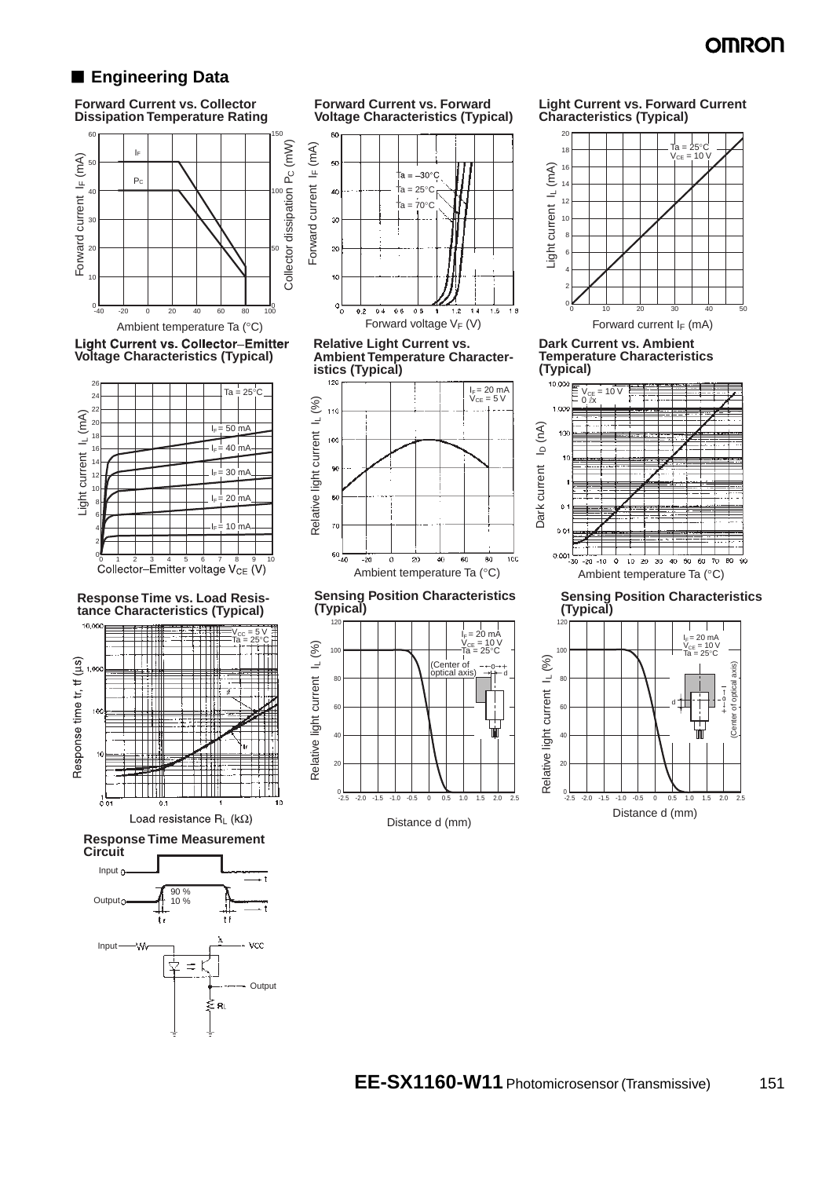## Engineering Data

**Forward Current vs. Collector Dissipation Temperature Rating**

Forward current $I_F$ (mA)
Collector dissipation $P_C$ (mW)
$I_F$
$P_C$
Ambient temperature Ta (°C)

**Forward Current vs. Forward Voltage Characteristics (Typical)**

Forward current $I_F$ (mA)
Ta = −30°C
Ta = 25°C
Ta = 70°C
Forward voltage $V_F$ (V)

**Light Current vs. Forward Current Characteristics (Typical)**

Light current $I_L$ (mA)
Ta = 25°C
$V_{CE}$ = 10 V
Forward current $I_F$ (mA)

**Light Current vs. Collector–Emitter Voltage Characteristics (Typical)**

Light current $I_L$ (mA)
Ta = 25°C
$I_F$ = 50 mA
$I_F$ = 40 mA
$I_F$ = 30 mA
$I_F$ = 20 mA
$I_F$ = 10 mA
Collector–Emitter voltage $V_{CE}$ (V)

**Relative Light Current vs. Ambient Temperature Characteristics (Typical)**

Relative light current $I_L$ (%)
$I_F$ = 20 mA
$V_{CE}$ = 5 V
Ambient temperature Ta (°C)

**Dark Current vs. Ambient Temperature Characteristics (Typical)**

Dark current $I_D$ (nA)
$V_{CE}$ = 10 V
0 ℓx
Ambient temperature Ta (°C)

**Response Time vs. Load Resistance Characteristics (Typical)**

Response time tr, tf (μs)
$V_{CC}$ = 5 V
Ta = 25°C
tf
tr
Load resistance $R_L$ (kΩ)

**Sensing Position Characteristics (Typical)**

Relative light current $I_L$ (%)
$I_F$ = 20 mA
$V_{CE}$ = 10 V
Ta = 25°C
(Center of optical axis)
d
Distance d (mm)

**Sensing Position Characteristics (Typical)**

Relative light current $I_L$ (%)
$I_F$ = 20 mA
$V_{CE}$ = 10 V
Ta = 25°C
d
(Center of optical axis)
Distance d (mm)

**Response Time Measurement Circuit**

Input
Output
90 %
10 %
tr
tf
t
Input
Vcc
Output
$R_L$

**EE-SX1160-W11** Photomicrosensor (Transmissive)